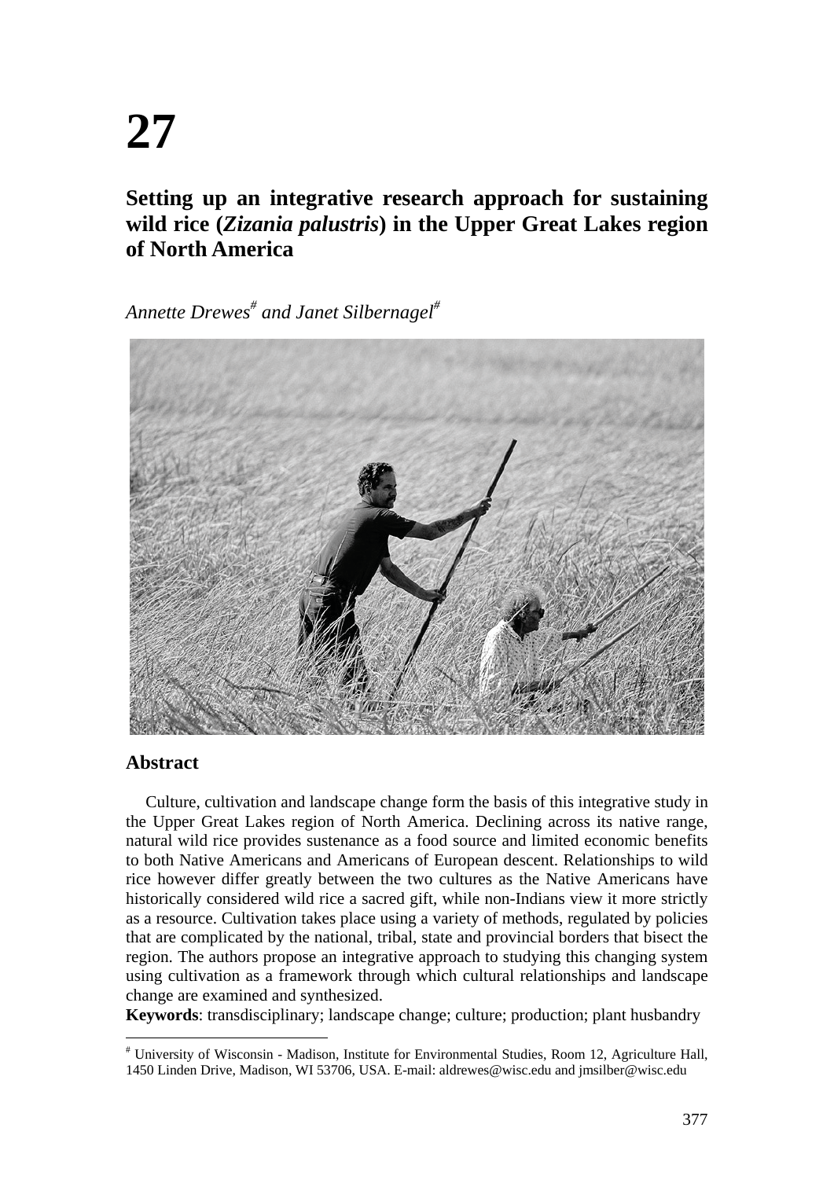# 27

## Setting up an integrative research approach for sustaining wild rice (*Zizania palustris*) in the Upper Great Lakes region of North America

*Annette Drewes*[#] *and Janet Silbernagel*[#]

### Abstract

Culture, cultivation and landscape change form the basis of this integrative study in the Upper Great Lakes region of North America. Declining across its native range, natural wild rice provides sustenance as a food source and limited economic benefits to both Native Americans and Americans of European descent. Relationships to wild rice however differ greatly between the two cultures as the Native Americans have historically considered wild rice a sacred gift, while non-Indians view it more strictly as a resource. Cultivation takes place using a variety of methods, regulated by policies that are complicated by the national, tribal, state and provincial borders that bisect the region. The authors propose an integrative approach to studying this changing system using cultivation as a framework through which cultural relationships and landscape change are examined and synthesized.

**Keywords**: transdisciplinary; landscape change; culture; production; plant husbandry

[#] University of Wisconsin - Madison, Institute for Environmental Studies, Room 12, Agriculture Hall, 1450 Linden Drive, Madison, WI 53706, USA. E-mail: aldrewes@wisc.edu and jmsilber@wisc.edu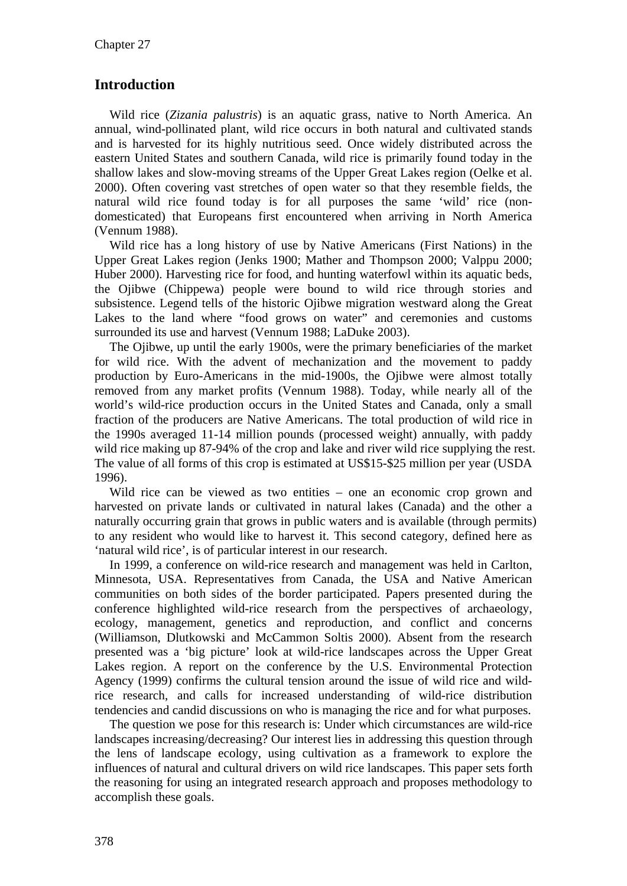## Introduction

Wild rice (*Zizania palustris*) is an aquatic grass, native to North America. An annual, wind-pollinated plant, wild rice occurs in both natural and cultivated stands and is harvested for its highly nutritious seed. Once widely distributed across the eastern United States and southern Canada, wild rice is primarily found today in the shallow lakes and slow-moving streams of the Upper Great Lakes region (Oelke et al. 2000). Often covering vast stretches of open water so that they resemble fields, the natural wild rice found today is for all purposes the same 'wild' rice (non-domesticated) that Europeans first encountered when arriving in North America (Vennum 1988).

Wild rice has a long history of use by Native Americans (First Nations) in the Upper Great Lakes region (Jenks 1900; Mather and Thompson 2000; Valppu 2000; Huber 2000). Harvesting rice for food, and hunting waterfowl within its aquatic beds, the Ojibwe (Chippewa) people were bound to wild rice through stories and subsistence. Legend tells of the historic Ojibwe migration westward along the Great Lakes to the land where "food grows on water" and ceremonies and customs surrounded its use and harvest (Vennum 1988; LaDuke 2003).

The Ojibwe, up until the early 1900s, were the primary beneficiaries of the market for wild rice. With the advent of mechanization and the movement to paddy production by Euro-Americans in the mid-1900s, the Ojibwe were almost totally removed from any market profits (Vennum 1988). Today, while nearly all of the world's wild-rice production occurs in the United States and Canada, only a small fraction of the producers are Native Americans. The total production of wild rice in the 1990s averaged 11-14 million pounds (processed weight) annually, with paddy wild rice making up 87-94% of the crop and lake and river wild rice supplying the rest. The value of all forms of this crop is estimated at US$15-$25 million per year (USDA 1996).

Wild rice can be viewed as two entities – one an economic crop grown and harvested on private lands or cultivated in natural lakes (Canada) and the other a naturally occurring grain that grows in public waters and is available (through permits) to any resident who would like to harvest it. This second category, defined here as 'natural wild rice', is of particular interest in our research.

In 1999, a conference on wild-rice research and management was held in Carlton, Minnesota, USA. Representatives from Canada, the USA and Native American communities on both sides of the border participated. Papers presented during the conference highlighted wild-rice research from the perspectives of archaeology, ecology, management, genetics and reproduction, and conflict and concerns (Williamson, Dlutkowski and McCammon Soltis 2000). Absent from the research presented was a 'big picture' look at wild-rice landscapes across the Upper Great Lakes region. A report on the conference by the U.S. Environmental Protection Agency (1999) confirms the cultural tension around the issue of wild rice and wild-rice research, and calls for increased understanding of wild-rice distribution tendencies and candid discussions on who is managing the rice and for what purposes.

The question we pose for this research is: Under which circumstances are wild-rice landscapes increasing/decreasing? Our interest lies in addressing this question through the lens of landscape ecology, using cultivation as a framework to explore the influences of natural and cultural drivers on wild rice landscapes. This paper sets forth the reasoning for using an integrated research approach and proposes methodology to accomplish these goals.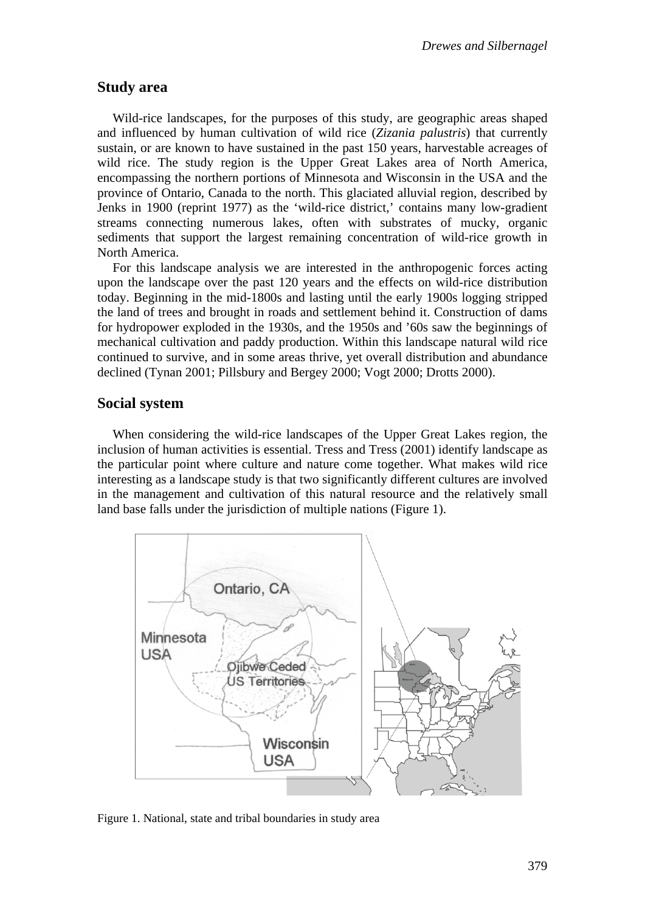## Study area

Wild-rice landscapes, for the purposes of this study, are geographic areas shaped and influenced by human cultivation of wild rice (*Zizania palustris*) that currently sustain, or are known to have sustained in the past 150 years, harvestable acreages of wild rice. The study region is the Upper Great Lakes area of North America, encompassing the northern portions of Minnesota and Wisconsin in the USA and the province of Ontario, Canada to the north. This glaciated alluvial region, described by Jenks in 1900 (reprint 1977) as the 'wild-rice district,' contains many low-gradient streams connecting numerous lakes, often with substrates of mucky, organic sediments that support the largest remaining concentration of wild-rice growth in North America.

For this landscape analysis we are interested in the anthropogenic forces acting upon the landscape over the past 120 years and the effects on wild-rice distribution today. Beginning in the mid-1800s and lasting until the early 1900s logging stripped the land of trees and brought in roads and settlement behind it. Construction of dams for hydropower exploded in the 1930s, and the 1950s and '60s saw the beginnings of mechanical cultivation and paddy production. Within this landscape natural wild rice continued to survive, and in some areas thrive, yet overall distribution and abundance declined (Tynan 2001; Pillsbury and Bergey 2000; Vogt 2000; Drotts 2000).

## Social system

When considering the wild-rice landscapes of the Upper Great Lakes region, the inclusion of human activities is essential. Tress and Tress (2001) identify landscape as the particular point where culture and nature come together. What makes wild rice interesting as a landscape study is that two significantly different cultures are involved in the management and cultivation of this natural resource and the relatively small land base falls under the jurisdiction of multiple nations (Figure 1).

Figure 1. National, state and tribal boundaries in study area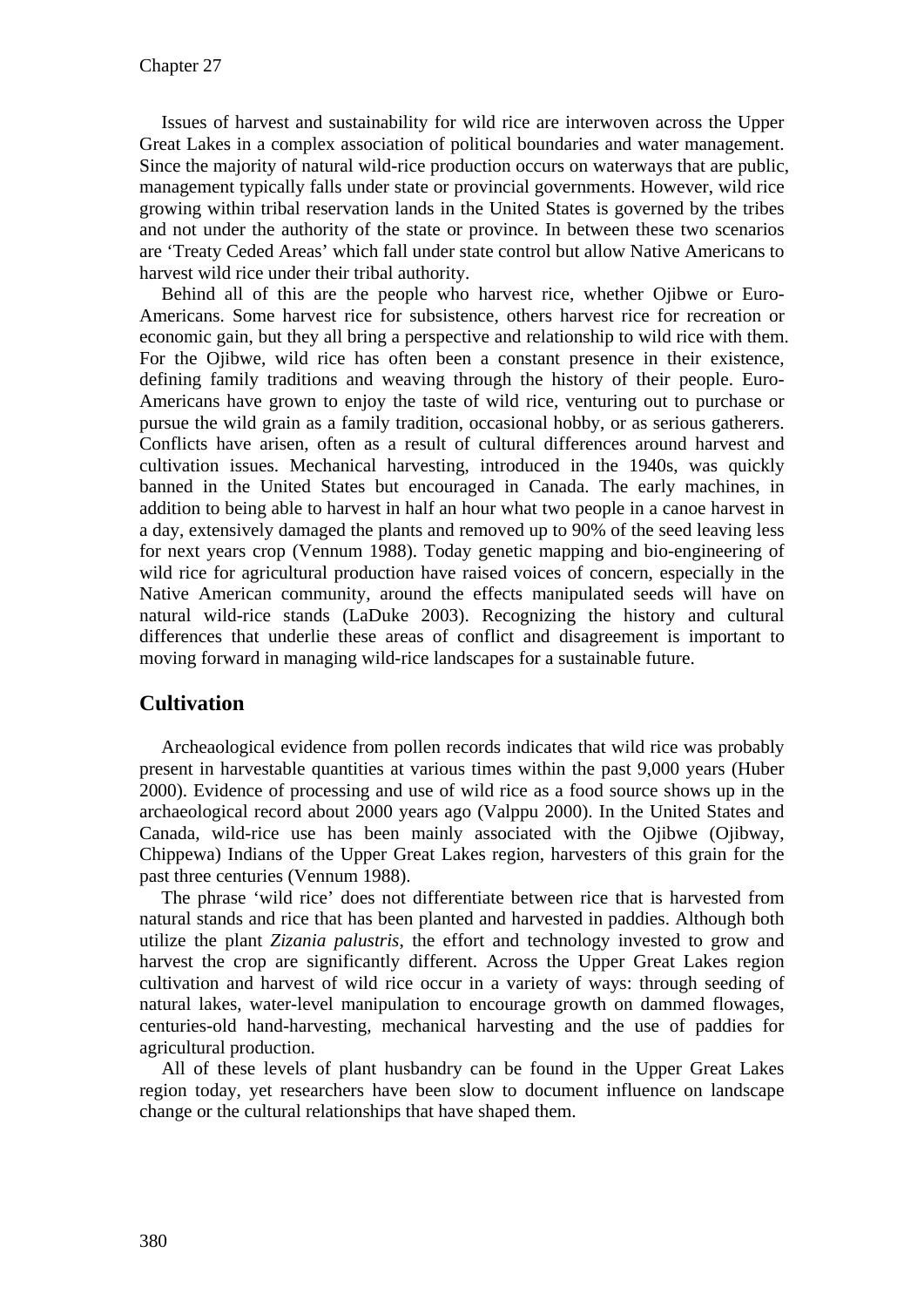Issues of harvest and sustainability for wild rice are interwoven across the Upper Great Lakes in a complex association of political boundaries and water management. Since the majority of natural wild-rice production occurs on waterways that are public, management typically falls under state or provincial governments. However, wild rice growing within tribal reservation lands in the United States is governed by the tribes and not under the authority of the state or province. In between these two scenarios are 'Treaty Ceded Areas' which fall under state control but allow Native Americans to harvest wild rice under their tribal authority.

Behind all of this are the people who harvest rice, whether Ojibwe or Euro-Americans. Some harvest rice for subsistence, others harvest rice for recreation or economic gain, but they all bring a perspective and relationship to wild rice with them. For the Ojibwe, wild rice has often been a constant presence in their existence, defining family traditions and weaving through the history of their people. Euro-Americans have grown to enjoy the taste of wild rice, venturing out to purchase or pursue the wild grain as a family tradition, occasional hobby, or as serious gatherers. Conflicts have arisen, often as a result of cultural differences around harvest and cultivation issues. Mechanical harvesting, introduced in the 1940s, was quickly banned in the United States but encouraged in Canada. The early machines, in addition to being able to harvest in half an hour what two people in a canoe harvest in a day, extensively damaged the plants and removed up to 90% of the seed leaving less for next years crop (Vennum 1988). Today genetic mapping and bio-engineering of wild rice for agricultural production have raised voices of concern, especially in the Native American community, around the effects manipulated seeds will have on natural wild-rice stands (LaDuke 2003). Recognizing the history and cultural differences that underlie these areas of conflict and disagreement is important to moving forward in managing wild-rice landscapes for a sustainable future.

## Cultivation

Archeaological evidence from pollen records indicates that wild rice was probably present in harvestable quantities at various times within the past 9,000 years (Huber 2000). Evidence of processing and use of wild rice as a food source shows up in the archaeological record about 2000 years ago (Valppu 2000). In the United States and Canada, wild-rice use has been mainly associated with the Ojibwe (Ojibway, Chippewa) Indians of the Upper Great Lakes region, harvesters of this grain for the past three centuries (Vennum 1988).

The phrase 'wild rice' does not differentiate between rice that is harvested from natural stands and rice that has been planted and harvested in paddies. Although both utilize the plant *Zizania palustris*, the effort and technology invested to grow and harvest the crop are significantly different. Across the Upper Great Lakes region cultivation and harvest of wild rice occur in a variety of ways: through seeding of natural lakes, water-level manipulation to encourage growth on dammed flowages, centuries-old hand-harvesting, mechanical harvesting and the use of paddies for agricultural production.

All of these levels of plant husbandry can be found in the Upper Great Lakes region today, yet researchers have been slow to document influence on landscape change or the cultural relationships that have shaped them.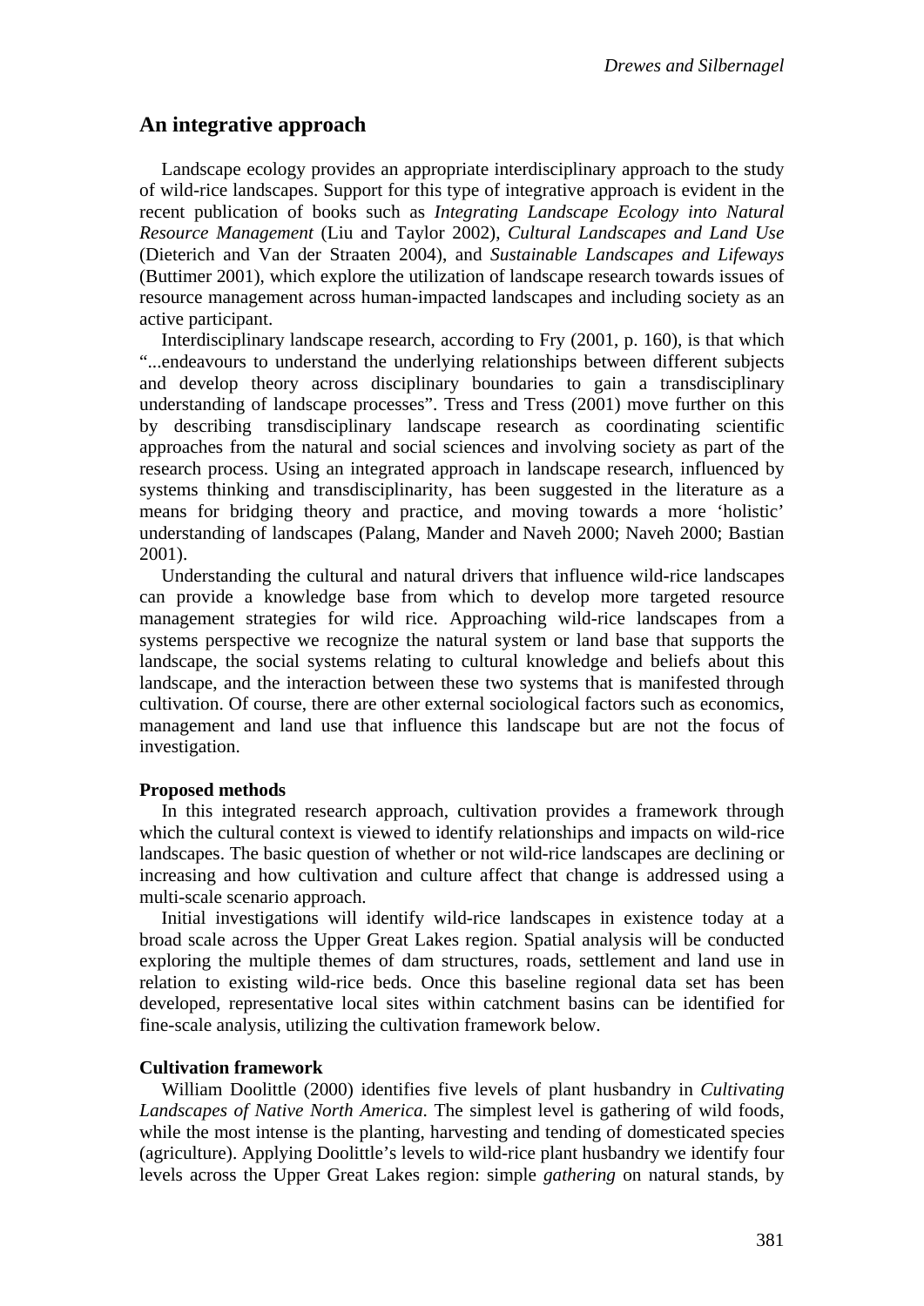## An integrative approach

Landscape ecology provides an appropriate interdisciplinary approach to the study of wild-rice landscapes. Support for this type of integrative approach is evident in the recent publication of books such as *Integrating Landscape Ecology into Natural Resource Management* (Liu and Taylor 2002), *Cultural Landscapes and Land Use* (Dieterich and Van der Straaten 2004), and *Sustainable Landscapes and Lifeways* (Buttimer 2001), which explore the utilization of landscape research towards issues of resource management across human-impacted landscapes and including society as an active participant.

Interdisciplinary landscape research, according to Fry (2001, p. 160), is that which "...endeavours to understand the underlying relationships between different subjects and develop theory across disciplinary boundaries to gain a transdisciplinary understanding of landscape processes". Tress and Tress (2001) move further on this by describing transdisciplinary landscape research as coordinating scientific approaches from the natural and social sciences and involving society as part of the research process. Using an integrated approach in landscape research, influenced by systems thinking and transdisciplinarity, has been suggested in the literature as a means for bridging theory and practice, and moving towards a more 'holistic' understanding of landscapes (Palang, Mander and Naveh 2000; Naveh 2000; Bastian 2001).

Understanding the cultural and natural drivers that influence wild-rice landscapes can provide a knowledge base from which to develop more targeted resource management strategies for wild rice. Approaching wild-rice landscapes from a systems perspective we recognize the natural system or land base that supports the landscape, the social systems relating to cultural knowledge and beliefs about this landscape, and the interaction between these two systems that is manifested through cultivation. Of course, there are other external sociological factors such as economics, management and land use that influence this landscape but are not the focus of investigation.

#### Proposed methods

In this integrated research approach, cultivation provides a framework through which the cultural context is viewed to identify relationships and impacts on wild-rice landscapes. The basic question of whether or not wild-rice landscapes are declining or increasing and how cultivation and culture affect that change is addressed using a multi-scale scenario approach.

Initial investigations will identify wild-rice landscapes in existence today at a broad scale across the Upper Great Lakes region. Spatial analysis will be conducted exploring the multiple themes of dam structures, roads, settlement and land use in relation to existing wild-rice beds. Once this baseline regional data set has been developed, representative local sites within catchment basins can be identified for fine-scale analysis, utilizing the cultivation framework below.

#### Cultivation framework

William Doolittle (2000) identifies five levels of plant husbandry in *Cultivating Landscapes of Native North America*. The simplest level is gathering of wild foods, while the most intense is the planting, harvesting and tending of domesticated species (agriculture). Applying Doolittle's levels to wild-rice plant husbandry we identify four levels across the Upper Great Lakes region: simple *gathering* on natural stands, by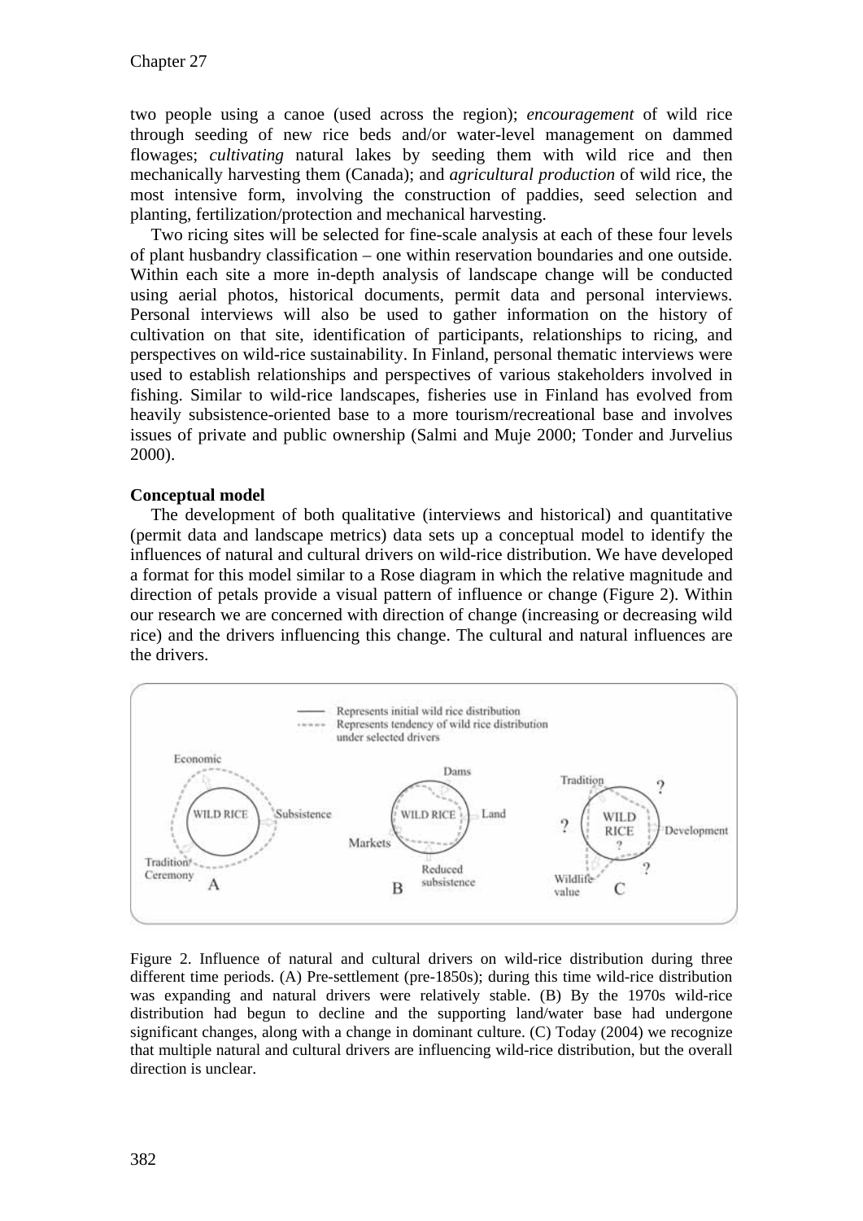two people using a canoe (used across the region); *encouragement* of wild rice through seeding of new rice beds and/or water-level management on dammed flowages; *cultivating* natural lakes by seeding them with wild rice and then mechanically harvesting them (Canada); and *agricultural production* of wild rice, the most intensive form, involving the construction of paddies, seed selection and planting, fertilization/protection and mechanical harvesting.

Two ricing sites will be selected for fine-scale analysis at each of these four levels of plant husbandry classification – one within reservation boundaries and one outside. Within each site a more in-depth analysis of landscape change will be conducted using aerial photos, historical documents, permit data and personal interviews. Personal interviews will also be used to gather information on the history of cultivation on that site, identification of participants, relationships to ricing, and perspectives on wild-rice sustainability. In Finland, personal thematic interviews were used to establish relationships and perspectives of various stakeholders involved in fishing. Similar to wild-rice landscapes, fisheries use in Finland has evolved from heavily subsistence-oriented base to a more tourism/recreational base and involves issues of private and public ownership (Salmi and Muje 2000; Tonder and Jurvelius 2000).

**Conceptual model**

The development of both qualitative (interviews and historical) and quantitative (permit data and landscape metrics) data sets up a conceptual model to identify the influences of natural and cultural drivers on wild-rice distribution. We have developed a format for this model similar to a Rose diagram in which the relative magnitude and direction of petals provide a visual pattern of influence or change (Figure 2). Within our research we are concerned with direction of change (increasing or decreasing wild rice) and the drivers influencing this change. The cultural and natural influences are the drivers.

Figure 2. Influence of natural and cultural drivers on wild-rice distribution during three different time periods. (A) Pre-settlement (pre-1850s); during this time wild-rice distribution was expanding and natural drivers were relatively stable. (B) By the 1970s wild-rice distribution had begun to decline and the supporting land/water base had undergone significant changes, along with a change in dominant culture. (C) Today (2004) we recognize that multiple natural and cultural drivers are influencing wild-rice distribution, but the overall direction is unclear.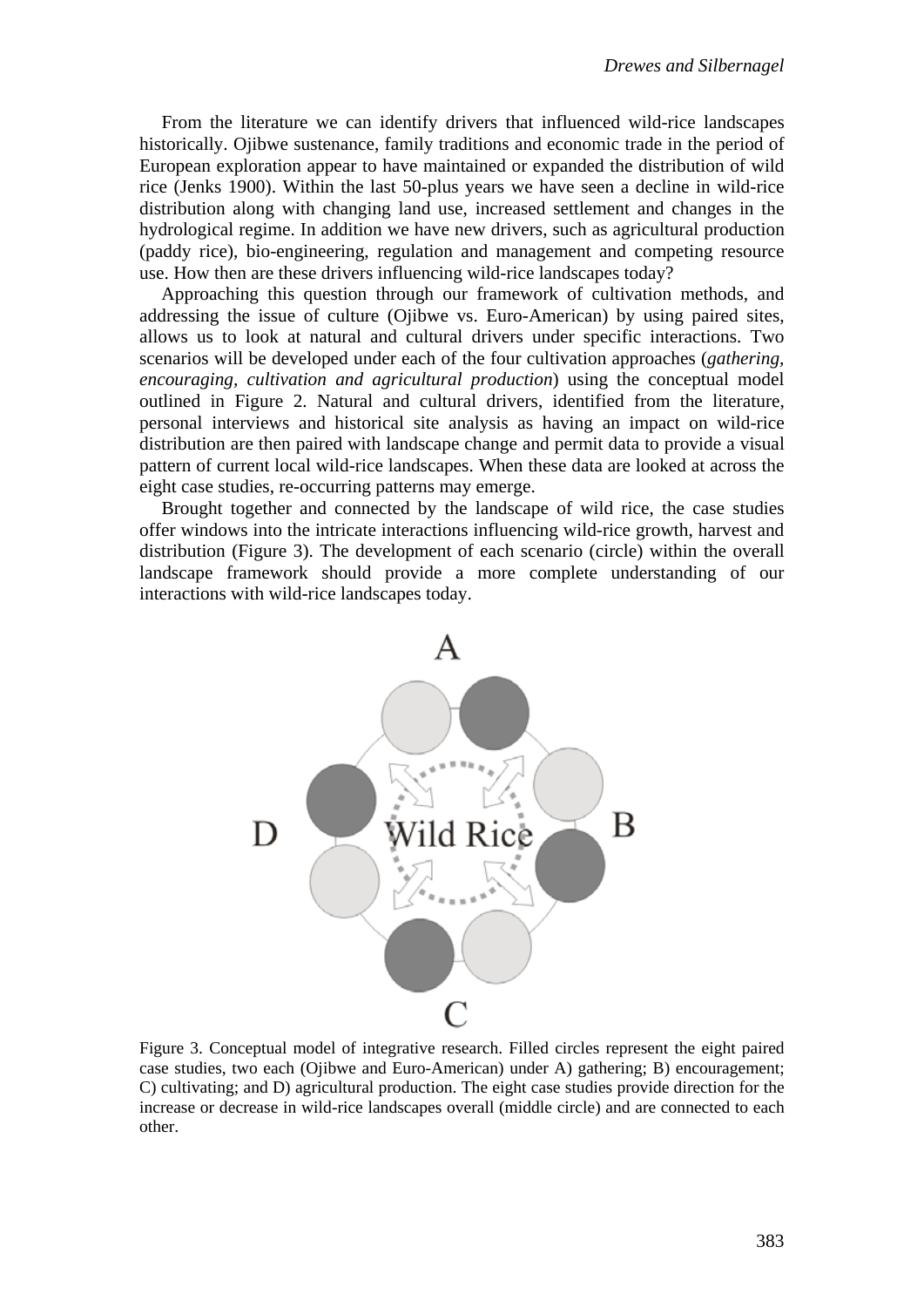From the literature we can identify drivers that influenced wild-rice landscapes historically. Ojibwe sustenance, family traditions and economic trade in the period of European exploration appear to have maintained or expanded the distribution of wild rice (Jenks 1900). Within the last 50-plus years we have seen a decline in wild-rice distribution along with changing land use, increased settlement and changes in the hydrological regime. In addition we have new drivers, such as agricultural production (paddy rice), bio-engineering, regulation and management and competing resource use. How then are these drivers influencing wild-rice landscapes today?

Approaching this question through our framework of cultivation methods, and addressing the issue of culture (Ojibwe vs. Euro-American) by using paired sites, allows us to look at natural and cultural drivers under specific interactions. Two scenarios will be developed under each of the four cultivation approaches (*gathering, encouraging, cultivation and agricultural production*) using the conceptual model outlined in Figure 2. Natural and cultural drivers, identified from the literature, personal interviews and historical site analysis as having an impact on wild-rice distribution are then paired with landscape change and permit data to provide a visual pattern of current local wild-rice landscapes. When these data are looked at across the eight case studies, re-occurring patterns may emerge.

Brought together and connected by the landscape of wild rice, the case studies offer windows into the intricate interactions influencing wild-rice growth, harvest and distribution (Figure 3). The development of each scenario (circle) within the overall landscape framework should provide a more complete understanding of our interactions with wild-rice landscapes today.

Figure 3. Conceptual model of integrative research. Filled circles represent the eight paired case studies, two each (Ojibwe and Euro-American) under A) gathering; B) encouragement; C) cultivating; and D) agricultural production. The eight case studies provide direction for the increase or decrease in wild-rice landscapes overall (middle circle) and are connected to each other.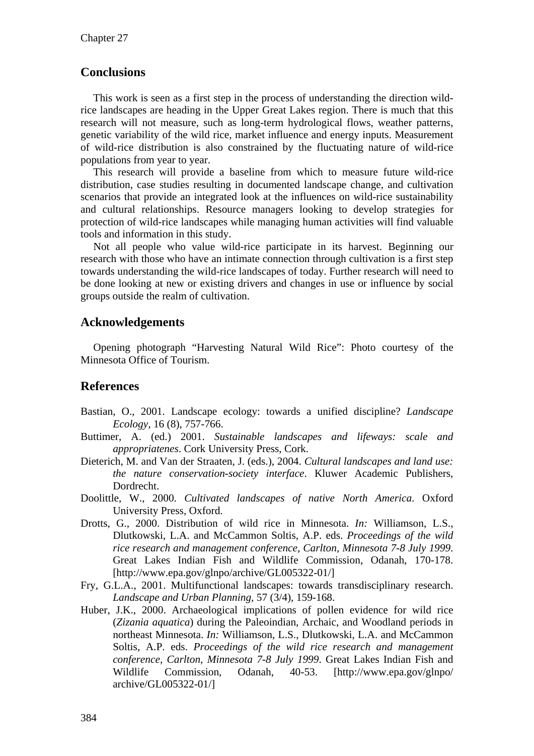## Conclusions

This work is seen as a first step in the process of understanding the direction wild-rice landscapes are heading in the Upper Great Lakes region. There is much that this research will not measure, such as long-term hydrological flows, weather patterns, genetic variability of the wild rice, market influence and energy inputs. Measurement of wild-rice distribution is also constrained by the fluctuating nature of wild-rice populations from year to year.

This research will provide a baseline from which to measure future wild-rice distribution, case studies resulting in documented landscape change, and cultivation scenarios that provide an integrated look at the influences on wild-rice sustainability and cultural relationships. Resource managers looking to develop strategies for protection of wild-rice landscapes while managing human activities will find valuable tools and information in this study.

Not all people who value wild-rice participate in its harvest. Beginning our research with those who have an intimate connection through cultivation is a first step towards understanding the wild-rice landscapes of today. Further research will need to be done looking at new or existing drivers and changes in use or influence by social groups outside the realm of cultivation.

## Acknowledgements

Opening photograph "Harvesting Natural Wild Rice": Photo courtesy of the Minnesota Office of Tourism.

## References

Bastian, O., 2001. Landscape ecology: towards a unified discipline? *Landscape Ecology,* 16 (8), 757-766.

Buttimer, A. (ed.) 2001. *Sustainable landscapes and lifeways: scale and appropriatenes*. Cork University Press, Cork.

Dieterich, M. and Van der Straaten, J. (eds.), 2004. *Cultural landscapes and land use: the nature conservation-society interface*. Kluwer Academic Publishers, Dordrecht.

Doolittle, W., 2000. *Cultivated landscapes of native North America*. Oxford University Press, Oxford.

Drotts, G., 2000. Distribution of wild rice in Minnesota. *In:* Williamson, L.S., Dlutkowski, L.A. and McCammon Soltis, A.P. eds. *Proceedings of the wild rice research and management conference, Carlton, Minnesota 7-8 July 1999*. Great Lakes Indian Fish and Wildlife Commission, Odanah, 170-178. [http://www.epa.gov/glnpo/archive/GL005322-01/]

Fry, G.L.A., 2001. Multifunctional landscapes: towards transdisciplinary research. *Landscape and Urban Planning,* 57 (3/4), 159-168.

Huber, J.K., 2000. Archaeological implications of pollen evidence for wild rice (*Zizania aquatica*) during the Paleoindian, Archaic, and Woodland periods in northeast Minnesota. *In:* Williamson, L.S., Dlutkowski, L.A. and McCammon Soltis, A.P. eds. *Proceedings of the wild rice research and management conference, Carlton, Minnesota 7-8 July 1999*. Great Lakes Indian Fish and Wildlife Commission, Odanah, 40-53. [http://www.epa.gov/glnpo/archive/GL005322-01/]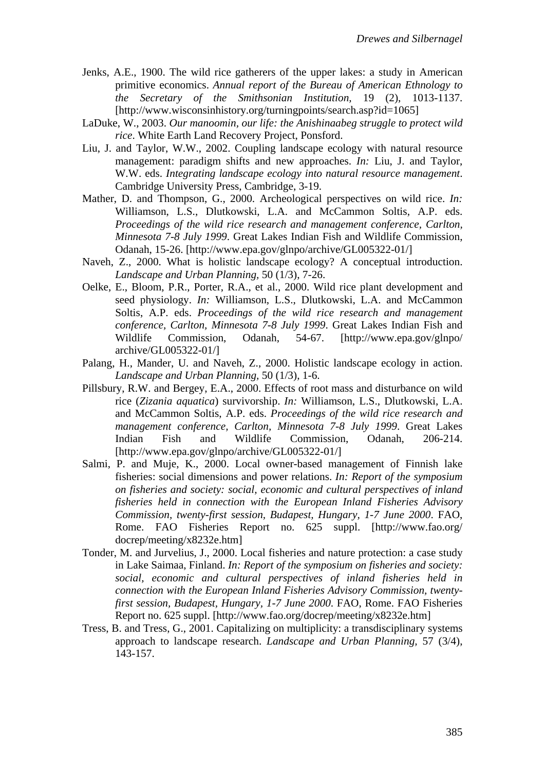Jenks, A.E., 1900. The wild rice gatherers of the upper lakes: a study in American primitive economics. *Annual report of the Bureau of American Ethnology to the Secretary of the Smithsonian Institution*, 19 (2), 1013-1137. [http://www.wisconsinhistory.org/turningpoints/search.asp?id=1065]

LaDuke, W., 2003. *Our manoomin, our life: the Anishinaabeg struggle to protect wild rice*. White Earth Land Recovery Project, Ponsford.

Liu, J. and Taylor, W.W., 2002. Coupling landscape ecology with natural resource management: paradigm shifts and new approaches. *In:* Liu, J. and Taylor, W.W. eds. *Integrating landscape ecology into natural resource management*. Cambridge University Press, Cambridge, 3-19.

Mather, D. and Thompson, G., 2000. Archeological perspectives on wild rice. *In:* Williamson, L.S., Dlutkowski, L.A. and McCammon Soltis, A.P. eds. *Proceedings of the wild rice research and management conference, Carlton, Minnesota 7-8 July 1999*. Great Lakes Indian Fish and Wildlife Commission, Odanah, 15-26. [http://www.epa.gov/glnpo/archive/GL005322-01/]

Naveh, Z., 2000. What is holistic landscape ecology? A conceptual introduction. *Landscape and Urban Planning*, 50 (1/3), 7-26.

Oelke, E., Bloom, P.R., Porter, R.A., et al., 2000. Wild rice plant development and seed physiology. *In:* Williamson, L.S., Dlutkowski, L.A. and McCammon Soltis, A.P. eds. *Proceedings of the wild rice research and management conference, Carlton, Minnesota 7-8 July 1999*. Great Lakes Indian Fish and Wildlife Commission, Odanah, 54-67. [http://www.epa.gov/glnpo/archive/GL005322-01/]

Palang, H., Mander, U. and Naveh, Z., 2000. Holistic landscape ecology in action. *Landscape and Urban Planning*, 50 (1/3), 1-6.

Pillsbury, R.W. and Bergey, E.A., 2000. Effects of root mass and disturbance on wild rice (*Zizania aquatica*) survivorship. *In:* Williamson, L.S., Dlutkowski, L.A. and McCammon Soltis, A.P. eds. *Proceedings of the wild rice research and management conference, Carlton, Minnesota 7-8 July 1999*. Great Lakes Indian Fish and Wildlife Commission, Odanah, 206-214. [http://www.epa.gov/glnpo/archive/GL005322-01/]

Salmi, P. and Muje, K., 2000. Local owner-based management of Finnish lake fisheries: social dimensions and power relations. *In: Report of the symposium on fisheries and society: social, economic and cultural perspectives of inland fisheries held in connection with the European Inland Fisheries Advisory Commission, twenty-first session, Budapest, Hungary, 1-7 June 2000*. FAO, Rome. FAO Fisheries Report no. 625 suppl. [http://www.fao.org/docrep/meeting/x8232e.htm]

Tonder, M. and Jurvelius, J., 2000. Local fisheries and nature protection: a case study in Lake Saimaa, Finland. *In: Report of the symposium on fisheries and society: social, economic and cultural perspectives of inland fisheries held in connection with the European Inland Fisheries Advisory Commission, twenty-first session, Budapest, Hungary, 1-7 June 2000*. FAO, Rome. FAO Fisheries Report no. 625 suppl. [http://www.fao.org/docrep/meeting/x8232e.htm]

Tress, B. and Tress, G., 2001. Capitalizing on multiplicity: a transdisciplinary systems approach to landscape research. *Landscape and Urban Planning*, 57 (3/4), 143-157.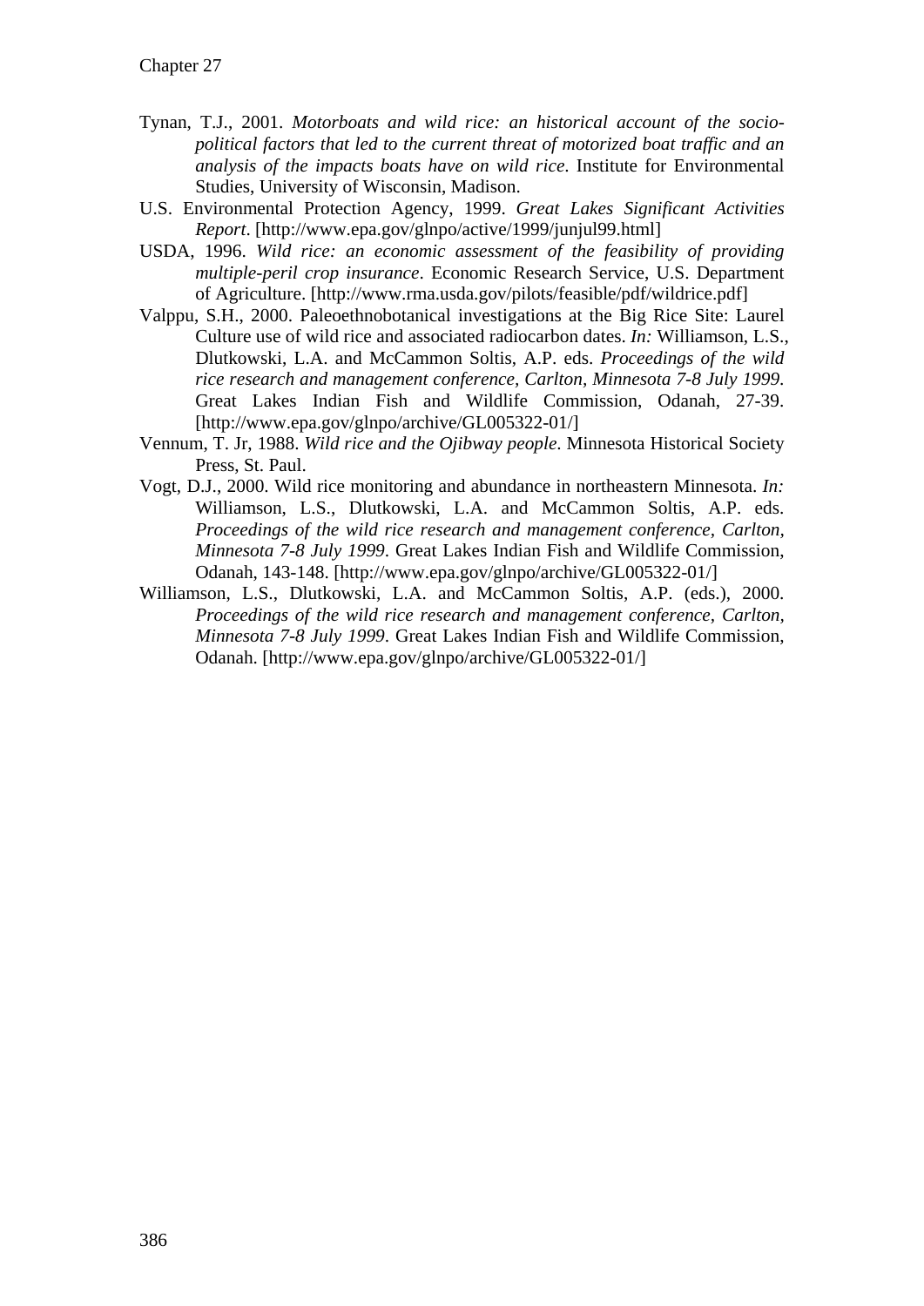Tynan, T.J., 2001. *Motorboats and wild rice: an historical account of the socio-political factors that led to the current threat of motorized boat traffic and an analysis of the impacts boats have on wild rice*. Institute for Environmental Studies, University of Wisconsin, Madison.

U.S. Environmental Protection Agency, 1999. *Great Lakes Significant Activities Report*. [http://www.epa.gov/glnpo/active/1999/junjul99.html]

USDA, 1996. *Wild rice: an economic assessment of the feasibility of providing multiple-peril crop insurance*. Economic Research Service, U.S. Department of Agriculture. [http://www.rma.usda.gov/pilots/feasible/pdf/wildrice.pdf]

Valppu, S.H., 2000. Paleoethnobotanical investigations at the Big Rice Site: Laurel Culture use of wild rice and associated radiocarbon dates. *In:* Williamson, L.S., Dlutkowski, L.A. and McCammon Soltis, A.P. eds. *Proceedings of the wild rice research and management conference, Carlton, Minnesota 7-8 July 1999*. Great Lakes Indian Fish and Wildlife Commission, Odanah, 27-39. [http://www.epa.gov/glnpo/archive/GL005322-01/]

Vennum, T. Jr, 1988. *Wild rice and the Ojibway people*. Minnesota Historical Society Press, St. Paul.

Vogt, D.J., 2000. Wild rice monitoring and abundance in northeastern Minnesota. *In:* Williamson, L.S., Dlutkowski, L.A. and McCammon Soltis, A.P. eds. *Proceedings of the wild rice research and management conference, Carlton, Minnesota 7-8 July 1999*. Great Lakes Indian Fish and Wildlife Commission, Odanah, 143-148. [http://www.epa.gov/glnpo/archive/GL005322-01/]

Williamson, L.S., Dlutkowski, L.A. and McCammon Soltis, A.P. (eds.), 2000. *Proceedings of the wild rice research and management conference, Carlton, Minnesota 7-8 July 1999*. Great Lakes Indian Fish and Wildlife Commission, Odanah. [http://www.epa.gov/glnpo/archive/GL005322-01/]